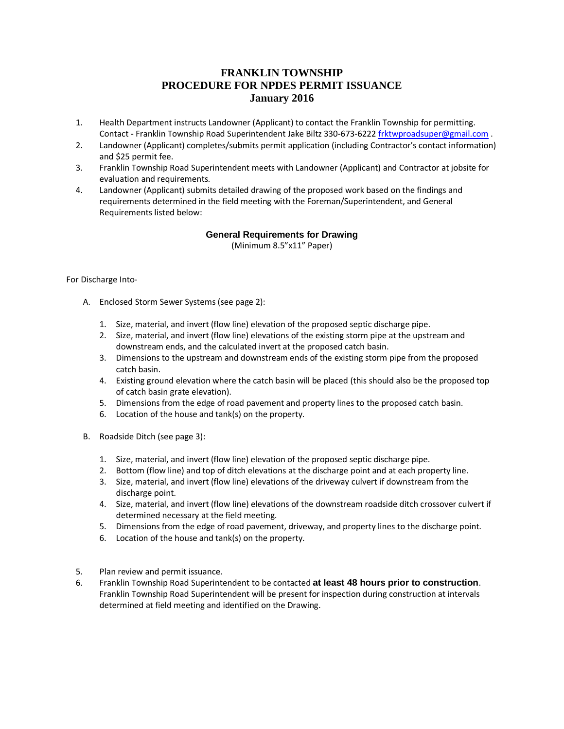# FRANKLIN TOWNSHIP
# PROCEDURE FOR NPDES PERMIT ISSUANCE
# January 2016

1. Health Department instructs Landowner (Applicant) to contact the Franklin Township for permitting. Contact - Franklin Township Road Superintendent Jake Biltz 330-673-6222 frktwproadsuper@gmail.com .
2. Landowner (Applicant) completes/submits permit application (including Contractor's contact information) and $25 permit fee.
3. Franklin Township Road Superintendent meets with Landowner (Applicant) and Contractor at jobsite for evaluation and requirements.
4. Landowner (Applicant) submits detailed drawing of the proposed work based on the findings and requirements determined in the field meeting with the Foreman/Superintendent, and General Requirements listed below:

## General Requirements for Drawing

(Minimum 8.5"x11" Paper)

For Discharge Into-

A. Enclosed Storm Sewer Systems (see page 2):

   1. Size, material, and invert (flow line) elevation of the proposed septic discharge pipe.
   2. Size, material, and invert (flow line) elevations of the existing storm pipe at the upstream and downstream ends, and the calculated invert at the proposed catch basin.
   3. Dimensions to the upstream and downstream ends of the existing storm pipe from the proposed catch basin.
   4. Existing ground elevation where the catch basin will be placed (this should also be the proposed top of catch basin grate elevation).
   5. Dimensions from the edge of road pavement and property lines to the proposed catch basin.
   6. Location of the house and tank(s) on the property.

B. Roadside Ditch (see page 3):

   1. Size, material, and invert (flow line) elevation of the proposed septic discharge pipe.
   2. Bottom (flow line) and top of ditch elevations at the discharge point and at each property line.
   3. Size, material, and invert (flow line) elevations of the driveway culvert if downstream from the discharge point.
   4. Size, material, and invert (flow line) elevations of the downstream roadside ditch crossover culvert if determined necessary at the field meeting.
   5. Dimensions from the edge of road pavement, driveway, and property lines to the discharge point.
   6. Location of the house and tank(s) on the property.

5. Plan review and permit issuance.
6. Franklin Township Road Superintendent to be contacted **at least 48 hours prior to construction**. Franklin Township Road Superintendent will be present for inspection during construction at intervals determined at field meeting and identified on the Drawing.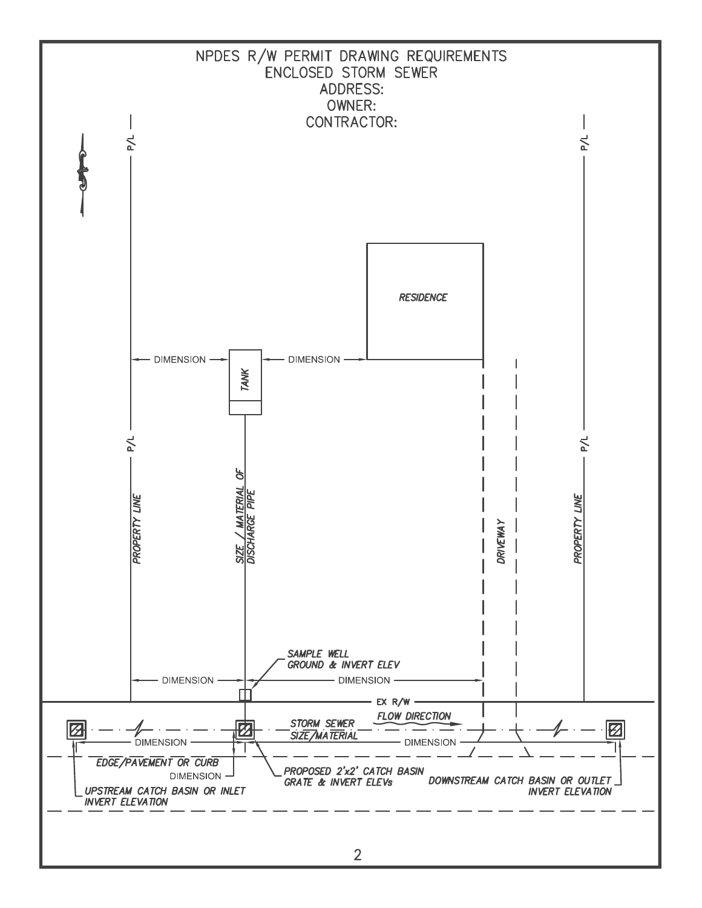# NPDES R/W PERMIT DRAWING REQUIREMENTS

## ENCLOSED STORM SEWER

ADDRESS:

OWNER:

CONTRACTOR:

P/L

P/L

P/L

P/L

RESIDENCE

DIMENSION

TANK

DIMENSION

PROPERTY LINE

SIZE / MATERIAL OF DISCHARGE PIPE

DRIVEWAY

PROPERTY LINE

SAMPLE WELL GROUND & INVERT ELEV

DIMENSION

DIMENSION

EX R/W

STORM SEWER SIZE/MATERIAL

FLOW DIRECTION

DIMENSION

DIMENSION

EDGE/PAVEMENT OR CURB

DIMENSION

PROPOSED 2'x2' CATCH BASIN GRATE & INVERT ELEVs

DOWNSTREAM CATCH BASIN OR OUTLET INVERT ELEVATION

UPSTREAM CATCH BASIN OR INLET INVERT ELEVATION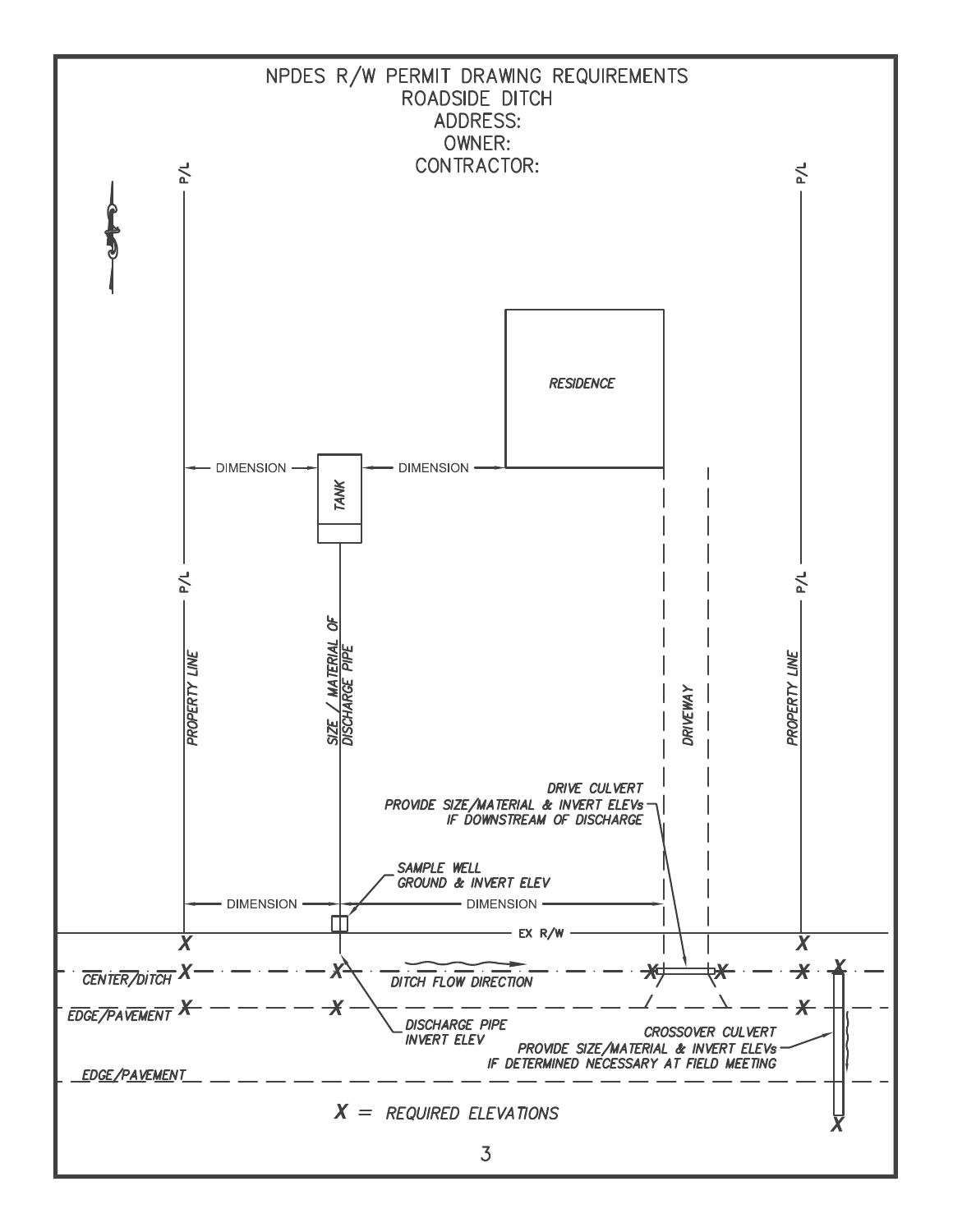# NPDES R/W PERMIT DRAWING REQUIREMENTS

## ROADSIDE DITCH

ADDRESS:

OWNER:

CONTRACTOR:

P/L

P/L

RESIDENCE

DIMENSION

TANK

DIMENSION

P/L

P/L

PROPERTY LINE

SIZE / MATERIAL OF DISCHARGE PIPE

DRIVEWAY

PROPERTY LINE

DRIVE CULVERT
PROVIDE SIZE/MATERIAL & INVERT ELEVs
IF DOWNSTREAM OF DISCHARGE

SAMPLE WELL
GROUND & INVERT ELEV

DIMENSION

DIMENSION

EX R/W

CENTER/DITCH

DITCH FLOW DIRECTION

EDGE/PAVEMENT

DISCHARGE PIPE
INVERT ELEV

CROSSOVER CULVERT
PROVIDE SIZE/MATERIAL & INVERT ELEVs
IF DETERMINED NECESSARY AT FIELD MEETING

EDGE/PAVEMENT

X = REQUIRED ELEVATIONS